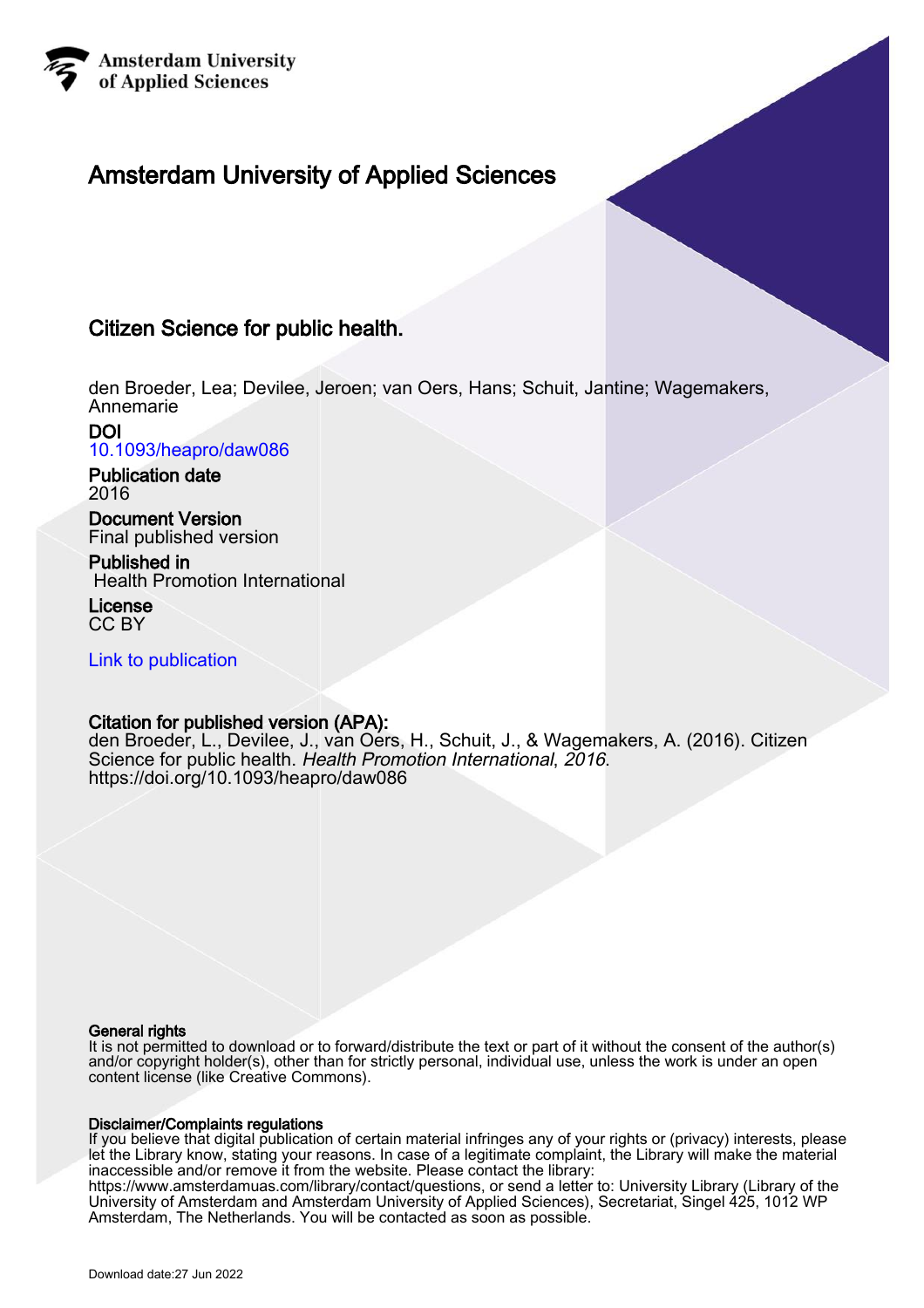Amsterdam University
of Applied Sciences

# Amsterdam University of Applied Sciences

## Citizen Science for public health.

den Broeder, Lea; Devilee, Jeroen; van Oers, Hans; Schuit, Jantine; Wagemakers, Annemarie

**DOI**
10.1093/heapro/daw086

**Publication date**
2016

**Document Version**
Final published version

**Published in**
Health Promotion International

**License**
CC BY

Link to publication

**Citation for published version (APA):**
den Broeder, L., Devilee, J., van Oers, H., Schuit, J., & Wagemakers, A. (2016). Citizen Science for public health. *Health Promotion International*, *2016*. https://doi.org/10.1093/heapro/daw086

**General rights**
It is not permitted to download or to forward/distribute the text or part of it without the consent of the author(s) and/or copyright holder(s), other than for strictly personal, individual use, unless the work is under an open content license (like Creative Commons).

**Disclaimer/Complaints regulations**
If you believe that digital publication of certain material infringes any of your rights or (privacy) interests, please let the Library know, stating your reasons. In case of a legitimate complaint, the Library will make the material inaccessible and/or remove it from the website. Please contact the library:
https://www.amsterdamuas.com/library/contact/questions, or send a letter to: University Library (Library of the University of Amsterdam and Amsterdam University of Applied Sciences), Secretariat, Singel 425, 1012 WP Amsterdam, The Netherlands. You will be contacted as soon as possible.

Download date:27 Jun 2022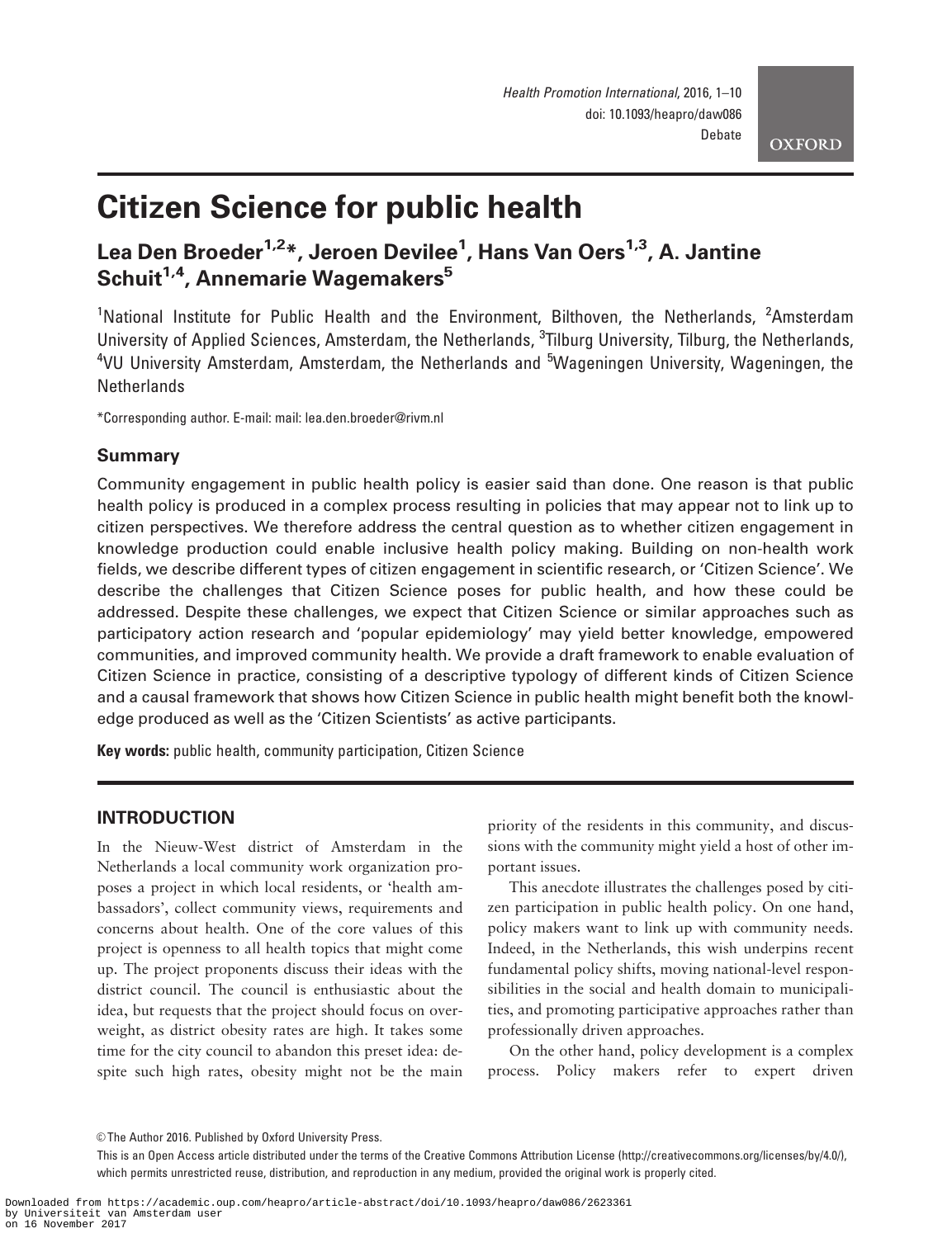# Citizen Science for public health

**Lea Den Broeder[1,2]*, Jeroen Devilee[1], Hans Van Oers[1,3], A. Jantine Schuit[1,4], Annemarie Wagemakers[5]**

[1]National Institute for Public Health and the Environment, Bilthoven, the Netherlands, [2]Amsterdam University of Applied Sciences, Amsterdam, the Netherlands, [3]Tilburg University, Tilburg, the Netherlands, [4]VU University Amsterdam, Amsterdam, the Netherlands and [5]Wageningen University, Wageningen, the Netherlands

*Corresponding author. E-mail: mail: lea.den.broeder@rivm.nl

## Summary

Community engagement in public health policy is easier said than done. One reason is that public health policy is produced in a complex process resulting in policies that may appear not to link up to citizen perspectives. We therefore address the central question as to whether citizen engagement in knowledge production could enable inclusive health policy making. Building on non-health work fields, we describe different types of citizen engagement in scientific research, or 'Citizen Science'. We describe the challenges that Citizen Science poses for public health, and how these could be addressed. Despite these challenges, we expect that Citizen Science or similar approaches such as participatory action research and 'popular epidemiology' may yield better knowledge, empowered communities, and improved community health. We provide a draft framework to enable evaluation of Citizen Science in practice, consisting of a descriptive typology of different kinds of Citizen Science and a causal framework that shows how Citizen Science in public health might benefit both the knowledge produced as well as the 'Citizen Scientists' as active participants.

**Key words:** public health, community participation, Citizen Science

## INTRODUCTION

In the Nieuw-West district of Amsterdam in the Netherlands a local community work organization proposes a project in which local residents, or 'health ambassadors', collect community views, requirements and concerns about health. One of the core values of this project is openness to all health topics that might come up. The project proponents discuss their ideas with the district council. The council is enthusiastic about the idea, but requests that the project should focus on overweight, as district obesity rates are high. It takes some time for the city council to abandon this preset idea: despite such high rates, obesity might not be the main priority of the residents in this community, and discussions with the community might yield a host of other important issues.

This anecdote illustrates the challenges posed by citizen participation in public health policy. On one hand, policy makers want to link up with community needs. Indeed, in the Netherlands, this wish underpins recent fundamental policy shifts, moving national-level responsibilities in the social and health domain to municipalities, and promoting participative approaches rather than professionally driven approaches.

On the other hand, policy development is a complex process. Policy makers refer to expert driven

© The Author 2016. Published by Oxford University Press.

This is an Open Access article distributed under the terms of the Creative Commons Attribution License (http://creativecommons.org/licenses/by/4.0/), which permits unrestricted reuse, distribution, and reproduction in any medium, provided the original work is properly cited.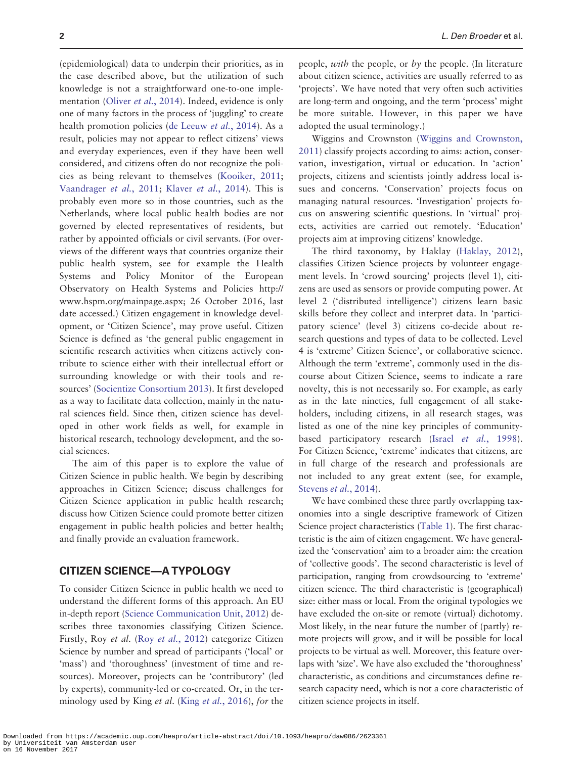(epidemiological) data to underpin their priorities, as in the case described above, but the utilization of such knowledge is not a straightforward one-to-one implementation (Oliver *et al.*, 2014). Indeed, evidence is only one of many factors in the process of 'juggling' to create health promotion policies (de Leeuw *et al.*, 2014). As a result, policies may not appear to reflect citizens' views and everyday experiences, even if they have been well considered, and citizens often do not recognize the policies as being relevant to themselves (Kooiker, 2011; Vaandrager *et al.*, 2011; Klaver *et al.*, 2014). This is probably even more so in those countries, such as the Netherlands, where local public health bodies are not governed by elected representatives of residents, but rather by appointed officials or civil servants. (For overviews of the different ways that countries organize their public health system, see for example the Health Systems and Policy Monitor of the European Observatory on Health Systems and Policies http://www.hspm.org/mainpage.aspx; 26 October 2016, last date accessed.) Citizen engagement in knowledge development, or 'Citizen Science', may prove useful. Citizen Science is defined as 'the general public engagement in scientific research activities when citizens actively contribute to science either with their intellectual effort or surrounding knowledge or with their tools and resources' (Socientize Consortium 2013). It first developed as a way to facilitate data collection, mainly in the natural sciences field. Since then, citizen science has developed in other work fields as well, for example in historical research, technology development, and the social sciences.

The aim of this paper is to explore the value of Citizen Science in public health. We begin by describing approaches in Citizen Science; discuss challenges for Citizen Science application in public health research; discuss how Citizen Science could promote better citizen engagement in public health policies and better health; and finally provide an evaluation framework.

## CITIZEN SCIENCE—A TYPOLOGY

To consider Citizen Science in public health we need to understand the different forms of this approach. An EU in-depth report (Science Communication Unit, 2012) describes three taxonomies classifying Citizen Science. Firstly, Roy *et al.* (Roy *et al.*, 2012) categorize Citizen Science by number and spread of participants ('local' or 'mass') and 'thoroughness' (investment of time and resources). Moreover, projects can be 'contributory' (led by experts), community-led or co-created. Or, in the terminology used by King *et al.* (King *et al.*, 2016), *for* the people, *with* the people, or *by* the people. (In literature about citizen science, activities are usually referred to as 'projects'. We have noted that very often such activities are long-term and ongoing, and the term 'process' might be more suitable. However, in this paper we have adopted the usual terminology.)

Wiggins and Crownston (Wiggins and Crownston, 2011) classify projects according to aims: action, conservation, investigation, virtual or education. In 'action' projects, citizens and scientists jointly address local issues and concerns. 'Conservation' projects focus on managing natural resources. 'Investigation' projects focus on answering scientific questions. In 'virtual' projects, activities are carried out remotely. 'Education' projects aim at improving citizens' knowledge.

The third taxonomy, by Haklay (Haklay, 2012), classifies Citizen Science projects by volunteer engagement levels. In 'crowd sourcing' projects (level 1), citizens are used as sensors or provide computing power. At level 2 ('distributed intelligence') citizens learn basic skills before they collect and interpret data. In 'participatory science' (level 3) citizens co-decide about research questions and types of data to be collected. Level 4 is 'extreme' Citizen Science', or collaborative science. Although the term 'extreme', commonly used in the discourse about Citizen Science, seems to indicate a rare novelty, this is not necessarily so. For example, as early as in the late nineties, full engagement of all stakeholders, including citizens, in all research stages, was listed as one of the nine key principles of community-based participatory research (Israel *et al.*, 1998). For Citizen Science, 'extreme' indicates that citizens, are in full charge of the research and professionals are not included to any great extent (see, for example, Stevens *et al.*, 2014).

We have combined these three partly overlapping taxonomies into a single descriptive framework of Citizen Science project characteristics (Table 1). The first characteristic is the aim of citizen engagement. We have generalized the 'conservation' aim to a broader aim: the creation of 'collective goods'. The second characteristic is level of participation, ranging from crowdsourcing to 'extreme' citizen science. The third characteristic is (geographical) size: either mass or local. From the original typologies we have excluded the on-site or remote (virtual) dichotomy. Most likely, in the near future the number of (partly) remote projects will grow, and it will be possible for local projects to be virtual as well. Moreover, this feature overlaps with 'size'. We have also excluded the 'thoroughness' characteristic, as conditions and circumstances define research capacity need, which is not a core characteristic of citizen science projects in itself.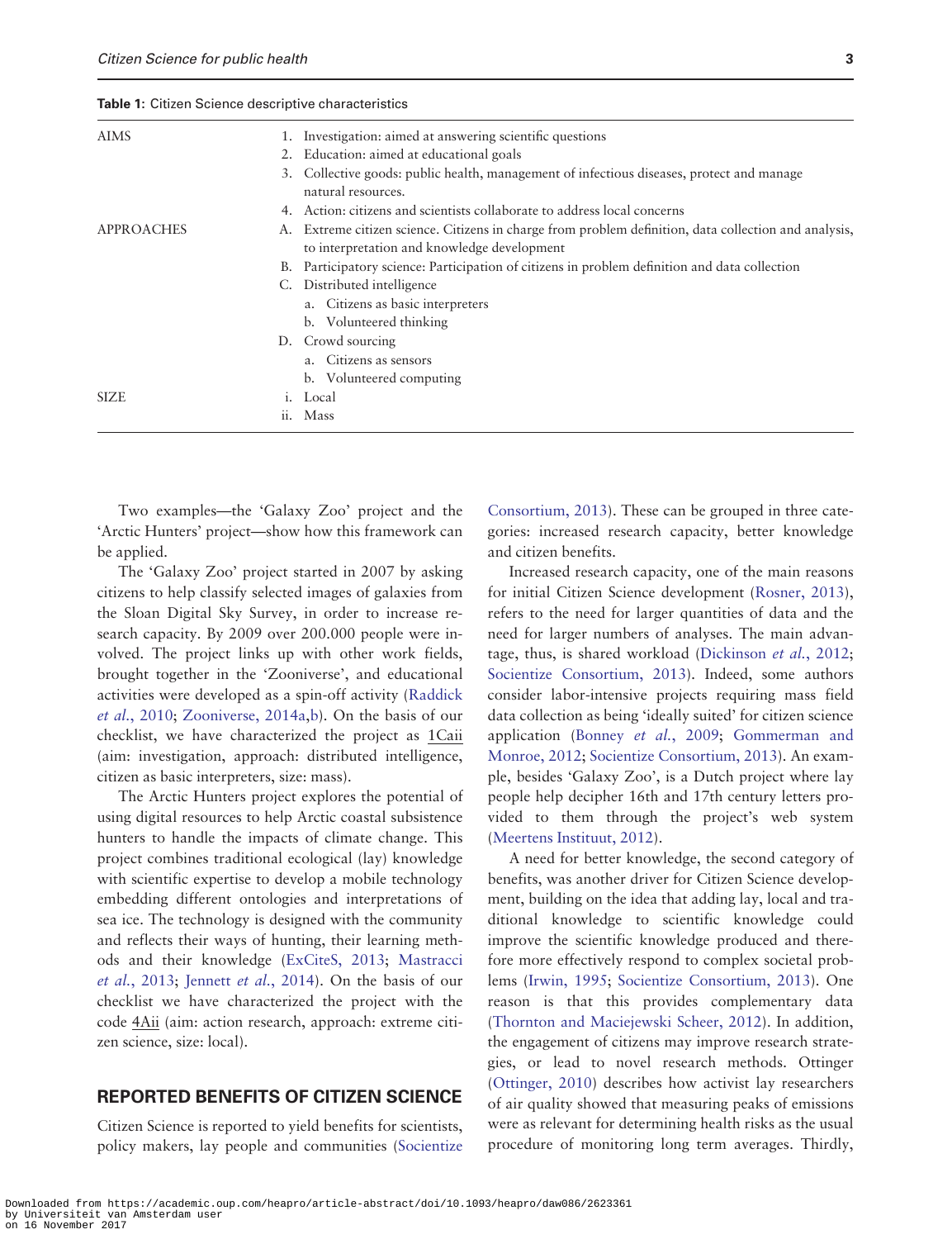**Table 1:** Citizen Science descriptive characteristics

| | |
|---|---|
| AIMS | 1. Investigation: aimed at answering scientific questions |
| | 2. Education: aimed at educational goals |
| | 3. Collective goods: public health, management of infectious diseases, protect and manage natural resources. |
| | 4. Action: citizens and scientists collaborate to address local concerns |
| APPROACHES | A. Extreme citizen science. Citizens in charge from problem definition, data collection and analysis, to interpretation and knowledge development |
| | B. Participatory science: Participation of citizens in problem definition and data collection |
| | C. Distributed intelligence |
| | a. Citizens as basic interpreters |
| | b. Volunteered thinking |
| | D. Crowd sourcing |
| | a. Citizens as sensors |
| | b. Volunteered computing |
| SIZE | i. Local |
| | ii. Mass |

Two examples—the 'Galaxy Zoo' project and the 'Arctic Hunters' project—show how this framework can be applied.

The 'Galaxy Zoo' project started in 2007 by asking citizens to help classify selected images of galaxies from the Sloan Digital Sky Survey, in order to increase research capacity. By 2009 over 200.000 people were involved. The project links up with other work fields, brought together in the 'Zooniverse', and educational activities were developed as a spin-off activity (Raddick *et al.*, 2010; Zooniverse, 2014a,b). On the basis of our checklist, we have characterized the project as 1Caii (aim: investigation, approach: distributed intelligence, citizen as basic interpreters, size: mass).

The Arctic Hunters project explores the potential of using digital resources to help Arctic coastal subsistence hunters to handle the impacts of climate change. This project combines traditional ecological (lay) knowledge with scientific expertise to develop a mobile technology embedding different ontologies and interpretations of sea ice. The technology is designed with the community and reflects their ways of hunting, their learning methods and their knowledge (ExCiteS, 2013; Mastracci *et al.*, 2013; Jennett *et al.*, 2014). On the basis of our checklist we have characterized the project with the code 4Aii (aim: action research, approach: extreme citizen science, size: local).

## REPORTED BENEFITS OF CITIZEN SCIENCE

Citizen Science is reported to yield benefits for scientists, policy makers, lay people and communities (Socientize Consortium, 2013). These can be grouped in three categories: increased research capacity, better knowledge and citizen benefits.

Increased research capacity, one of the main reasons for initial Citizen Science development (Rosner, 2013), refers to the need for larger quantities of data and the need for larger numbers of analyses. The main advantage, thus, is shared workload (Dickinson *et al.*, 2012; Socientize Consortium, 2013). Indeed, some authors consider labor-intensive projects requiring mass field data collection as being 'ideally suited' for citizen science application (Bonney *et al.*, 2009; Gommerman and Monroe, 2012; Socientize Consortium, 2013). An example, besides 'Galaxy Zoo', is a Dutch project where lay people help decipher 16th and 17th century letters provided to them through the project's web system (Meertens Instituut, 2012).

A need for better knowledge, the second category of benefits, was another driver for Citizen Science development, building on the idea that adding lay, local and traditional knowledge to scientific knowledge could improve the scientific knowledge produced and therefore more effectively respond to complex societal problems (Irwin, 1995; Socientize Consortium, 2013). One reason is that this provides complementary data (Thornton and Maciejewski Scheer, 2012). In addition, the engagement of citizens may improve research strategies, or lead to novel research methods. Ottinger (Ottinger, 2010) describes how activist lay researchers of air quality showed that measuring peaks of emissions were as relevant for determining health risks as the usual procedure of monitoring long term averages. Thirdly,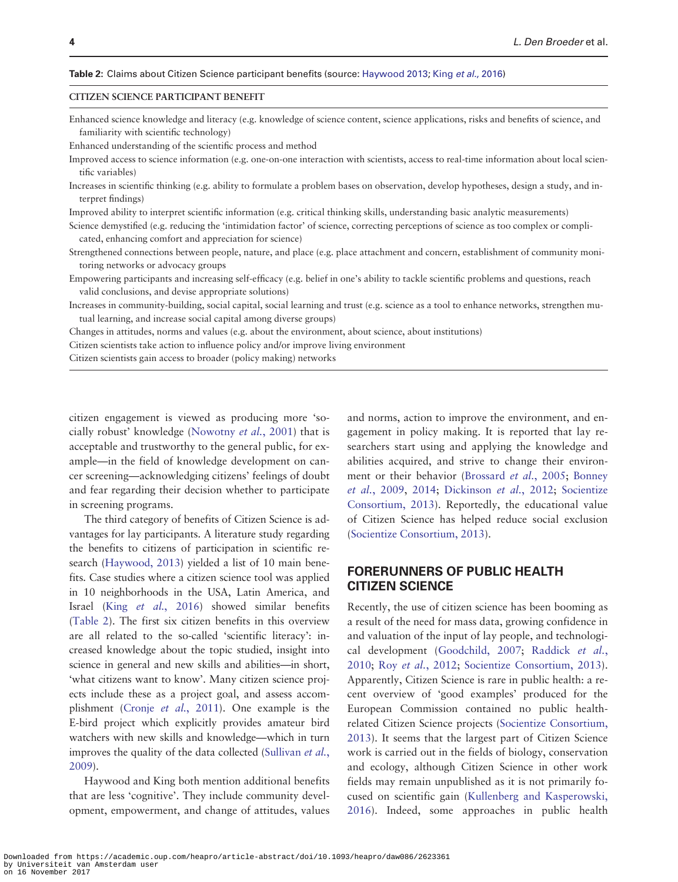**Table 2:** Claims about Citizen Science participant benefits (source: Haywood 2013; King *et al.,* 2016)

| CITIZEN SCIENCE PARTICIPANT BENEFIT |
|---|
| Enhanced science knowledge and literacy (e.g. knowledge of science content, science applications, risks and benefits of science, and familiarity with scientific technology) |
| Enhanced understanding of the scientific process and method |
| Improved access to science information (e.g. one-on-one interaction with scientists, access to real-time information about local scientific variables) |
| Increases in scientific thinking (e.g. ability to formulate a problem bases on observation, develop hypotheses, design a study, and interpret findings) |
| Improved ability to interpret scientific information (e.g. critical thinking skills, understanding basic analytic measurements) |
| Science demystified (e.g. reducing the 'intimidation factor' of science, correcting perceptions of science as too complex or complicated, enhancing comfort and appreciation for science) |
| Strengthened connections between people, nature, and place (e.g. place attachment and concern, establishment of community monitoring networks or advocacy groups |
| Empowering participants and increasing self-efficacy (e.g. belief in one's ability to tackle scientific problems and questions, reach valid conclusions, and devise appropriate solutions) |
| Increases in community-building, social capital, social learning and trust (e.g. science as a tool to enhance networks, strengthen mutual learning, and increase social capital among diverse groups) |
| Changes in attitudes, norms and values (e.g. about the environment, about science, about institutions) |
| Citizen scientists take action to influence policy and/or improve living environment |
| Citizen scientists gain access to broader (policy making) networks |

citizen engagement is viewed as producing more 'socially robust' knowledge (Nowotny *et al.*, 2001) that is acceptable and trustworthy to the general public, for example—in the field of knowledge development on cancer screening—acknowledging citizens' feelings of doubt and fear regarding their decision whether to participate in screening programs.

The third category of benefits of Citizen Science is advantages for lay participants. A literature study regarding the benefits to citizens of participation in scientific research (Haywood, 2013) yielded a list of 10 main benefits. Case studies where a citizen science tool was applied in 10 neighborhoods in the USA, Latin America, and Israel (King *et al.*, 2016) showed similar benefits (Table 2). The first six citizen benefits in this overview are all related to the so-called 'scientific literacy': increased knowledge about the topic studied, insight into science in general and new skills and abilities—in short, 'what citizens want to know'. Many citizen science projects include these as a project goal, and assess accomplishment (Cronje *et al.*, 2011). One example is the E-bird project which explicitly provides amateur bird watchers with new skills and knowledge—which in turn improves the quality of the data collected (Sullivan *et al.*, 2009).

Haywood and King both mention additional benefits that are less 'cognitive'. They include community development, empowerment, and change of attitudes, values and norms, action to improve the environment, and engagement in policy making. It is reported that lay researchers start using and applying the knowledge and abilities acquired, and strive to change their environment or their behavior (Brossard *et al.*, 2005; Bonney *et al.*, 2009, 2014; Dickinson *et al.*, 2012; Socientize Consortium, 2013). Reportedly, the educational value of Citizen Science has helped reduce social exclusion (Socientize Consortium, 2013).

## FORERUNNERS OF PUBLIC HEALTH CITIZEN SCIENCE

Recently, the use of citizen science has been booming as a result of the need for mass data, growing confidence in and valuation of the input of lay people, and technological development (Goodchild, 2007; Raddick *et al.*, 2010; Roy *et al.*, 2012; Socientize Consortium, 2013). Apparently, Citizen Science is rare in public health: a recent overview of 'good examples' produced for the European Commission contained no public health-related Citizen Science projects (Socientize Consortium, 2013). It seems that the largest part of Citizen Science work is carried out in the fields of biology, conservation and ecology, although Citizen Science in other work fields may remain unpublished as it is not primarily focused on scientific gain (Kullenberg and Kasperowski, 2016). Indeed, some approaches in public health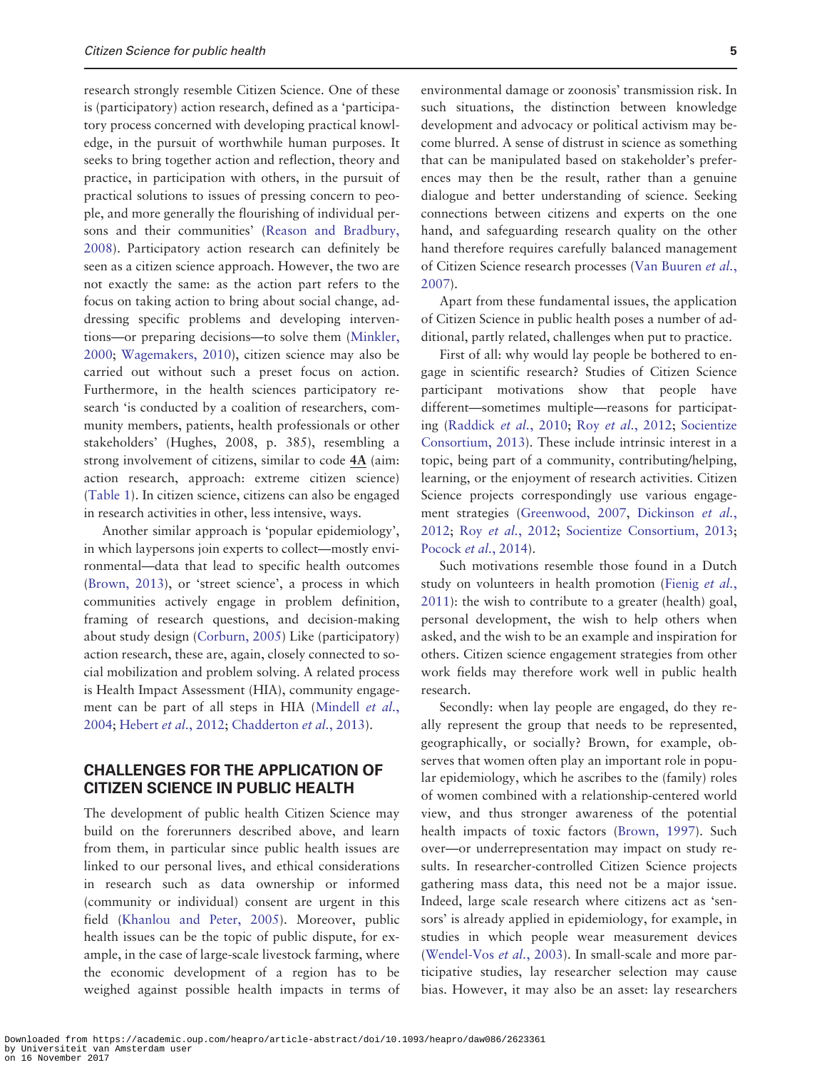research strongly resemble Citizen Science. One of these is (participatory) action research, defined as a 'participatory process concerned with developing practical knowledge, in the pursuit of worthwhile human purposes. It seeks to bring together action and reflection, theory and practice, in participation with others, in the pursuit of practical solutions to issues of pressing concern to people, and more generally the flourishing of individual persons and their communities' (Reason and Bradbury, 2008). Participatory action research can definitely be seen as a citizen science approach. However, the two are not exactly the same: as the action part refers to the focus on taking action to bring about social change, addressing specific problems and developing interventions—or preparing decisions—to solve them (Minkler, 2000; Wagemakers, 2010), citizen science may also be carried out without such a preset focus on action. Furthermore, in the health sciences participatory research 'is conducted by a coalition of researchers, community members, patients, health professionals or other stakeholders' (Hughes, 2008, p. 385), resembling a strong involvement of citizens, similar to code **4A** (aim: action research, approach: extreme citizen science) (Table 1). In citizen science, citizens can also be engaged in research activities in other, less intensive, ways.

Another similar approach is 'popular epidemiology', in which laypersons join experts to collect—mostly environmental—data that lead to specific health outcomes (Brown, 2013), or 'street science', a process in which communities actively engage in problem definition, framing of research questions, and decision-making about study design (Corburn, 2005) Like (participatory) action research, these are, again, closely connected to social mobilization and problem solving. A related process is Health Impact Assessment (HIA), community engagement can be part of all steps in HIA (Mindell *et al.*, 2004; Hebert *et al.*, 2012; Chadderton *et al.*, 2013).

## CHALLENGES FOR THE APPLICATION OF CITIZEN SCIENCE IN PUBLIC HEALTH

The development of public health Citizen Science may build on the forerunners described above, and learn from them, in particular since public health issues are linked to our personal lives, and ethical considerations in research such as data ownership or informed (community or individual) consent are urgent in this field (Khanlou and Peter, 2005). Moreover, public health issues can be the topic of public dispute, for example, in the case of large-scale livestock farming, where the economic development of a region has to be weighed against possible health impacts in terms of environmental damage or zoonosis' transmission risk. In such situations, the distinction between knowledge development and advocacy or political activism may become blurred. A sense of distrust in science as something that can be manipulated based on stakeholder's preferences may then be the result, rather than a genuine dialogue and better understanding of science. Seeking connections between citizens and experts on the one hand, and safeguarding research quality on the other hand therefore requires carefully balanced management of Citizen Science research processes (Van Buuren *et al.*, 2007).

Apart from these fundamental issues, the application of Citizen Science in public health poses a number of additional, partly related, challenges when put to practice.

First of all: why would lay people be bothered to engage in scientific research? Studies of Citizen Science participant motivations show that people have different—sometimes multiple—reasons for participating (Raddick *et al.*, 2010; Roy *et al.*, 2012; Socientize Consortium, 2013). These include intrinsic interest in a topic, being part of a community, contributing/helping, learning, or the enjoyment of research activities. Citizen Science projects correspondingly use various engagement strategies (Greenwood, 2007, Dickinson *et al.*, 2012; Roy *et al.*, 2012; Socientize Consortium, 2013; Pocock *et al.*, 2014).

Such motivations resemble those found in a Dutch study on volunteers in health promotion (Fienig *et al.*, 2011): the wish to contribute to a greater (health) goal, personal development, the wish to help others when asked, and the wish to be an example and inspiration for others. Citizen science engagement strategies from other work fields may therefore work well in public health research.

Secondly: when lay people are engaged, do they really represent the group that needs to be represented, geographically, or socially? Brown, for example, observes that women often play an important role in popular epidemiology, which he ascribes to the (family) roles of women combined with a relationship-centered world view, and thus stronger awareness of the potential health impacts of toxic factors (Brown, 1997). Such over—or underrepresentation may impact on study results. In researcher-controlled Citizen Science projects gathering mass data, this need not be a major issue. Indeed, large scale research where citizens act as 'sensors' is already applied in epidemiology, for example, in studies in which people wear measurement devices (Wendel-Vos *et al.*, 2003). In small-scale and more participative studies, lay researcher selection may cause bias. However, it may also be an asset: lay researchers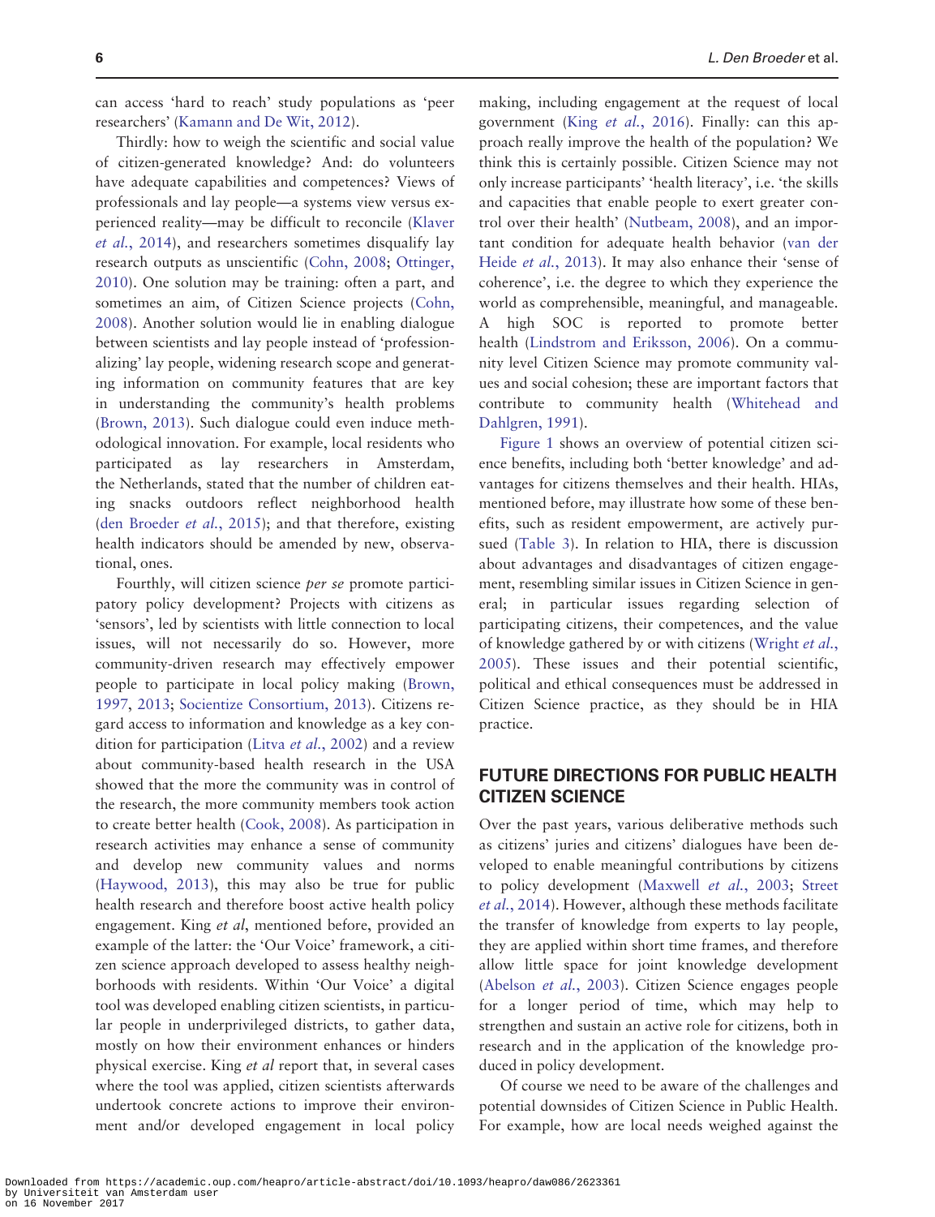can access 'hard to reach' study populations as 'peer researchers' (Kamann and De Wit, 2012).

Thirdly: how to weigh the scientific and social value of citizen-generated knowledge? And: do volunteers have adequate capabilities and competences? Views of professionals and lay people—a systems view versus experienced reality—may be difficult to reconcile (Klaver *et al.*, 2014), and researchers sometimes disqualify lay research outputs as unscientific (Cohn, 2008; Ottinger, 2010). One solution may be training: often a part, and sometimes an aim, of Citizen Science projects (Cohn, 2008). Another solution would lie in enabling dialogue between scientists and lay people instead of 'professionalizing' lay people, widening research scope and generating information on community features that are key in understanding the community's health problems (Brown, 2013). Such dialogue could even induce methodological innovation. For example, local residents who participated as lay researchers in Amsterdam, the Netherlands, stated that the number of children eating snacks outdoors reflect neighborhood health (den Broeder *et al.*, 2015); and that therefore, existing health indicators should be amended by new, observational, ones.

Fourthly, will citizen science *per se* promote participatory policy development? Projects with citizens as 'sensors', led by scientists with little connection to local issues, will not necessarily do so. However, more community-driven research may effectively empower people to participate in local policy making (Brown, 1997, 2013; Scientize Consortium, 2013). Citizens regard access to information and knowledge as a key condition for participation (Litva *et al.*, 2002) and a review about community-based health research in the USA showed that the more the community was in control of the research, the more community members took action to create better health (Cook, 2008). As participation in research activities may enhance a sense of community and develop new community values and norms (Haywood, 2013), this may also be true for public health research and therefore boost active health policy engagement. King *et al*, mentioned before, provided an example of the latter: the 'Our Voice' framework, a citizen science approach developed to assess healthy neighborhoods with residents. Within 'Our Voice' a digital tool was developed enabling citizen scientists, in particular people in underprivileged districts, to gather data, mostly on how their environment enhances or hinders physical exercise. King *et al* report that, in several cases where the tool was applied, citizen scientists afterwards undertook concrete actions to improve their environment and/or developed engagement in local policy making, including engagement at the request of local government (King *et al.*, 2016). Finally: can this approach really improve the health of the population? We think this is certainly possible. Citizen Science may not only increase participants' 'health literacy', i.e. 'the skills and capacities that enable people to exert greater control over their health' (Nutbeam, 2008), and an important condition for adequate health behavior (van der Heide *et al.*, 2013). It may also enhance their 'sense of coherence', i.e. the degree to which they experience the world as comprehensible, meaningful, and manageable. A high SOC is reported to promote better health (Lindstrom and Eriksson, 2006). On a community level Citizen Science may promote community values and social cohesion; these are important factors that contribute to community health (Whitehead and Dahlgren, 1991).

Figure 1 shows an overview of potential citizen science benefits, including both 'better knowledge' and advantages for citizens themselves and their health. HIAs, mentioned before, may illustrate how some of these benefits, such as resident empowerment, are actively pursued (Table 3). In relation to HIA, there is discussion about advantages and disadvantages of citizen engagement, resembling similar issues in Citizen Science in general; in particular issues regarding selection of participating citizens, their competences, and the value of knowledge gathered by or with citizens (Wright *et al.*, 2005). These issues and their potential scientific, political and ethical consequences must be addressed in Citizen Science practice, as they should be in HIA practice.

## FUTURE DIRECTIONS FOR PUBLIC HEALTH CITIZEN SCIENCE

Over the past years, various deliberative methods such as citizens' juries and citizens' dialogues have been developed to enable meaningful contributions by citizens to policy development (Maxwell *et al.*, 2003; Street *et al.*, 2014). However, although these methods facilitate the transfer of knowledge from experts to lay people, they are applied within short time frames, and therefore allow little space for joint knowledge development (Abelson *et al.*, 2003). Citizen Science engages people for a longer period of time, which may help to strengthen and sustain an active role for citizens, both in research and in the application of the knowledge produced in policy development.

Of course we need to be aware of the challenges and potential downsides of Citizen Science in Public Health. For example, how are local needs weighed against the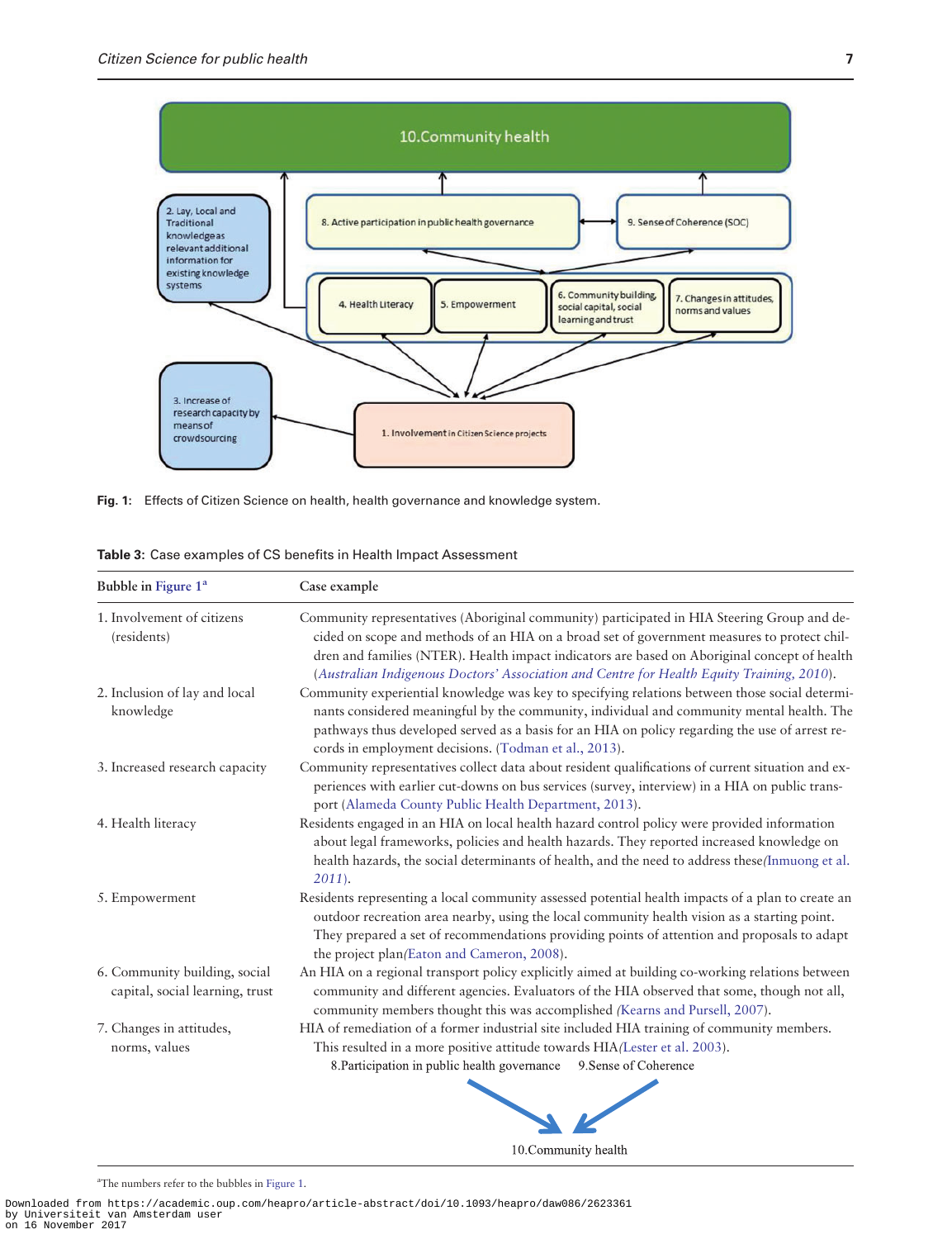Fig. 1: Effects of Citizen Science on health, health governance and knowledge system.

**Table 3:** Case examples of CS benefits in Health Impact Assessment

| Bubble in Figure 1[a] | Case example |
|---|---|
| 1. Involvement of citizens (residents) | Community representatives (Aboriginal community) participated in HIA Steering Group and decided on scope and methods of an HIA on a broad set of government measures to protect children and families (NTER). Health impact indicators are based on Aboriginal concept of health (*Australian Indigenous Doctors' Association and Centre for Health Equity Training, 2010*). |
| 2. Inclusion of lay and local knowledge | Community experiential knowledge was key to specifying relations between those social determinants considered meaningful by the community, individual and community mental health. The pathways thus developed served as a basis for an HIA on policy regarding the use of arrest records in employment decisions. (Todman et al., 2013). |
| 3. Increased research capacity | Community representatives collect data about resident qualifications of current situation and experiences with earlier cut-downs on bus services (survey, interview) in a HIA on public transport (Alameda County Public Health Department, 2013). |
| 4. Health literacy | Residents engaged in an HIA on local health hazard control policy were provided information about legal frameworks, policies and health hazards. They reported increased knowledge on health hazards, the social determinants of health, and the need to address these(Inmuong et al. 2011). |
| 5. Empowerment | Residents representing a local community assessed potential health impacts of a plan to create an outdoor recreation area nearby, using the local community health vision as a starting point. They prepared a set of recommendations providing points of attention and proposals to adapt the project plan(Eaton and Cameron, 2008). |
| 6. Community building, social capital, social learning, trust | An HIA on a regional transport policy explicitly aimed at building co-working relations between community and different agencies. Evaluators of the HIA observed that some, though not all, community members thought this was accomplished (Kearns and Pursell, 2007). |
| 7. Changes in attitudes, norms, values | HIA of remediation of a former industrial site included HIA training of community members. This resulted in a more positive attitude towards HIA(Lester et al. 2003). |
| | 8.Participation in public health governance  9.Sense of Coherence → 10.Community health |

[a]The numbers refer to the bubbles in Figure 1.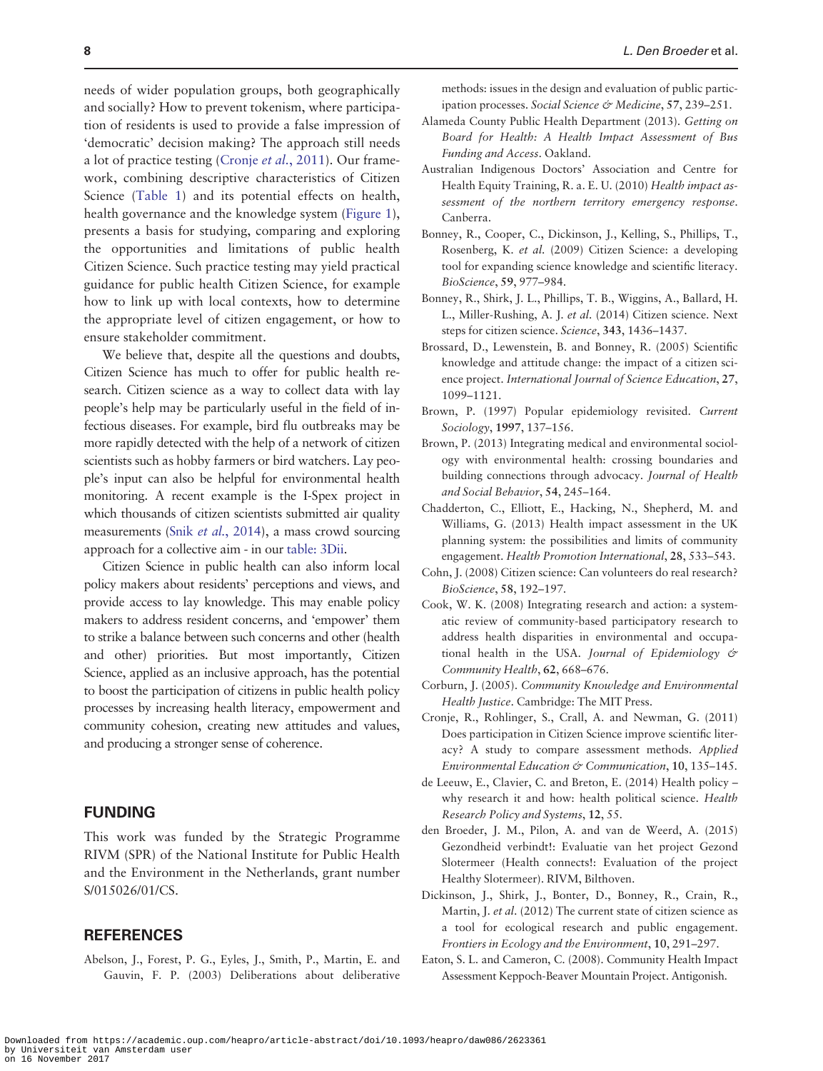needs of wider population groups, both geographically and socially? How to prevent tokenism, where participation of residents is used to provide a false impression of 'democratic' decision making? The approach still needs a lot of practice testing (Cronje *et al.*, 2011). Our framework, combining descriptive characteristics of Citizen Science (Table 1) and its potential effects on health, health governance and the knowledge system (Figure 1), presents a basis for studying, comparing and exploring the opportunities and limitations of public health Citizen Science. Such practice testing may yield practical guidance for public health Citizen Science, for example how to link up with local contexts, how to determine the appropriate level of citizen engagement, or how to ensure stakeholder commitment.

We believe that, despite all the questions and doubts, Citizen Science has much to offer for public health research. Citizen science as a way to collect data with lay people's help may be particularly useful in the field of infectious diseases. For example, bird flu outbreaks may be more rapidly detected with the help of a network of citizen scientists such as hobby farmers or bird watchers. Lay people's input can also be helpful for environmental health monitoring. A recent example is the I-Spex project in which thousands of citizen scientists submitted air quality measurements (Snik *et al.*, 2014), a mass crowd sourcing approach for a collective aim - in our table: 3Dii.

Citizen Science in public health can also inform local policy makers about residents' perceptions and views, and provide access to lay knowledge. This may enable policy makers to address resident concerns, and 'empower' them to strike a balance between such concerns and other (health and other) priorities. But most importantly, Citizen Science, applied as an inclusive approach, has the potential to boost the participation of citizens in public health policy processes by increasing health literacy, empowerment and community cohesion, creating new attitudes and values, and producing a stronger sense of coherence.

## FUNDING

This work was funded by the Strategic Programme RIVM (SPR) of the National Institute for Public Health and the Environment in the Netherlands, grant number S/015026/01/CS.

## REFERENCES

Abelson, J., Forest, P. G., Eyles, J., Smith, P., Martin, E. and Gauvin, F. P. (2003) Deliberations about deliberative methods: issues in the design and evaluation of public participation processes. *Social Science & Medicine*, **57**, 239–251.

Alameda County Public Health Department (2013). *Getting on Board for Health: A Health Impact Assessment of Bus Funding and Access*. Oakland.

Australian Indigenous Doctors' Association and Centre for Health Equity Training, R. a. E. U. (2010) *Health impact assessment of the northern territory emergency response*. Canberra.

Bonney, R., Cooper, C., Dickinson, J., Kelling, S., Phillips, T., Rosenberg, K. *et al.* (2009) Citizen Science: a developing tool for expanding science knowledge and scientific literacy. *BioScience*, **59**, 977–984.

Bonney, R., Shirk, J. L., Phillips, T. B., Wiggins, A., Ballard, H. L., Miller-Rushing, A. J. *et al.* (2014) Citizen science. Next steps for citizen science. *Science*, **343**, 1436–1437.

Brossard, D., Lewenstein, B. and Bonney, R. (2005) Scientific knowledge and attitude change: the impact of a citizen science project. *International Journal of Science Education*, **27**, 1099–1121.

Brown, P. (1997) Popular epidemiology revisited. *Current Sociology*, **1997**, 137–156.

Brown, P. (2013) Integrating medical and environmental sociology with environmental health: crossing boundaries and building connections through advocacy. *Journal of Health and Social Behavior*, **54**, 245–164.

Chadderton, C., Elliott, E., Hacking, N., Shepherd, M. and Williams, G. (2013) Health impact assessment in the UK planning system: the possibilities and limits of community engagement. *Health Promotion International*, **28**, 533–543.

Cohn, J. (2008) Citizen science: Can volunteers do real research? *BioScience*, **58**, 192–197.

Cook, W. K. (2008) Integrating research and action: a systematic review of community-based participatory research to address health disparities in environmental and occupational health in the USA. *Journal of Epidemiology & Community Health*, **62**, 668–676.

Corburn, J. (2005). *Community Knowledge and Environmental Health Justice*. Cambridge: The MIT Press.

Cronje, R., Rohlinger, S., Crall, A. and Newman, G. (2011) Does participation in Citizen Science improve scientific literacy? A study to compare assessment methods. *Applied Environmental Education & Communication*, **10**, 135–145.

de Leeuw, E., Clavier, C. and Breton, E. (2014) Health policy – why research it and how: health political science. *Health Research Policy and Systems*, **12**, 55.

den Broeder, J. M., Pilon, A. and van de Weerd, A. (2015) Gezondheid verbindt!: Evaluatie van het project Gezond Slotermeer (Health connects!: Evaluation of the project Healthy Slotermeer). RIVM, Bilthoven.

Dickinson, J., Shirk, J., Bonter, D., Bonney, R., Crain, R., Martin, J. *et al.* (2012) The current state of citizen science as a tool for ecological research and public engagement. *Frontiers in Ecology and the Environment*, **10**, 291–297.

Eaton, S. L. and Cameron, C. (2008). Community Health Impact Assessment Keppoch-Beaver Mountain Project. Antigonish.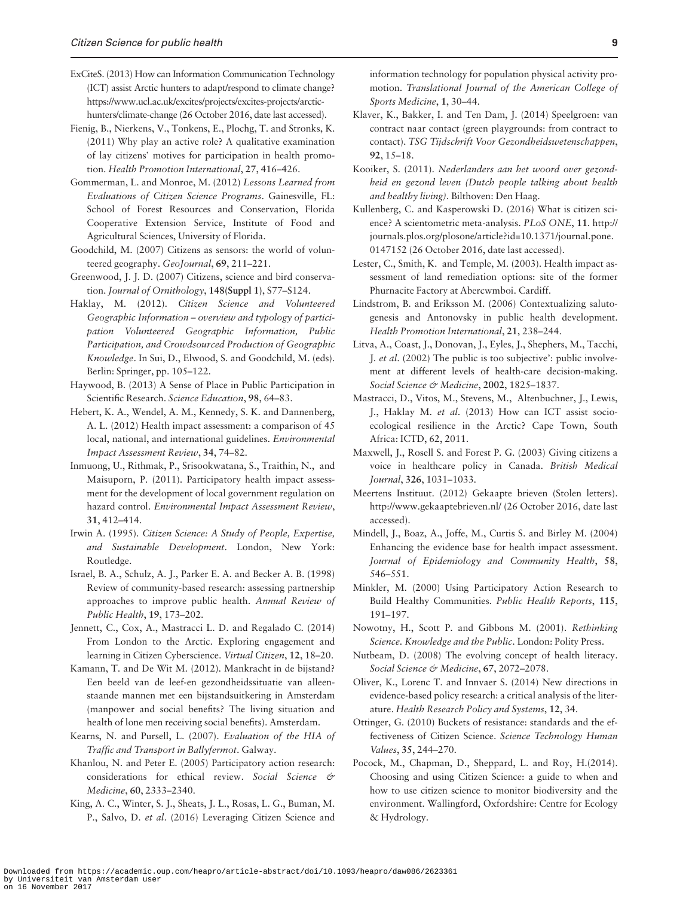ExCiteS. (2013) How can Information Communication Technology (ICT) assist Arctic hunters to adapt/respond to climate change? https://www.ucl.ac.uk/excites/projects/excites-projects/arctic-hunters/climate-change (26 October 2016, date last accessed).

Fienig, B., Nierkens, V., Tonkens, E., Plochg, T. and Stronks, K. (2011) Why play an active role? A qualitative examination of lay citizens' motives for participation in health promotion. *Health Promotion International*, **27**, 416–426.

Gommerman, L. and Monroe, M. (2012) *Lessons Learned from Evaluations of Citizen Science Programs*. Gainesville, FL: School of Forest Resources and Conservation, Florida Cooperative Extension Service, Institute of Food and Agricultural Sciences, University of Florida.

Goodchild, M. (2007) Citizens as sensors: the world of volunteered geography. *GeoJournal*, **69**, 211–221.

Greenwood, J. J. D. (2007) Citizens, science and bird conservation. *Journal of Ornithology*, **148(Suppl 1)**, S77–S124.

Haklay, M. (2012). *Citizen Science and Volunteered Geographic Information – overview and typology of participation Volunteered Geographic Information, Public Participation, and Crowdsourced Production of Geographic Knowledge*. In Sui, D., Elwood, S. and Goodchild, M. (eds). Berlin: Springer, pp. 105–122.

Haywood, B. (2013) A Sense of Place in Public Participation in Scientific Research. *Science Education*, **98**, 64–83.

Hebert, K. A., Wendel, A. M., Kennedy, S. K. and Dannenberg, A. L. (2012) Health impact assessment: a comparison of 45 local, national, and international guidelines. *Environmental Impact Assessment Review*, **34**, 74–82.

Inmuong, U., Rithmak, P., Srisookwatana, S., Traithin, N., and Maisuporn, P. (2011). Participatory health impact assessment for the development of local government regulation on hazard control. *Environmental Impact Assessment Review*, **31**, 412–414.

Irwin A. (1995). *Citizen Science: A Study of People, Expertise, and Sustainable Development*. London, New York: Routledge.

Israel, B. A., Schulz, A. J., Parker E. A. and Becker A. B. (1998) Review of community-based research: assessing partnership approaches to improve public health. *Annual Review of Public Health*, **19**, 173–202.

Jennett, C., Cox, A., Mastracci L. D. and Regalado C. (2014) From London to the Arctic. Exploring engagement and learning in Citizen Cyberscience. *Virtual Citizen*, **12**, 18–20.

Kamann, T. and De Wit M. (2012). Mankracht in de bijstand? Een beeld van de leef-en gezondheidssituatie van alleenstaande mannen met een bijstandsuitkering in Amsterdam (manpower and social benefits? The living situation and health of lone men receiving social benefits). Amsterdam.

Kearns, N. and Pursell, L. (2007). *Evaluation of the HIA of Traffic and Transport in Ballyfermot*. Galway.

Khanlou, N. and Peter E. (2005) Participatory action research: considerations for ethical review. *Social Science & Medicine*, **60**, 2333–2340.

King, A. C., Winter, S. J., Sheats, J. L., Rosas, L. G., Buman, M. P., Salvo, D. *et al*. (2016) Leveraging Citizen Science and information technology for population physical activity promotion. *Translational Journal of the American College of Sports Medicine*, **1**, 30–44.

Klaver, K., Bakker, I. and Ten Dam, J. (2014) Speelgroen: van contract naar contact (green playgrounds: from contract to contact). *TSG Tijdschrift Voor Gezondheidswetenschappen*, **92**, 15–18.

Kooiker, S. (2011). *Nederlanders aan het woord over gezondheid en gezond leven (Dutch people talking about health and healthy living)*. Bilthoven: Den Haag.

Kullenberg, C. and Kasperowski D. (2016) What is citizen science? A scientometric meta-analysis. *PLoS ONE*, **11**. http://journals.plos.org/plosone/article?id=10.1371/journal.pone.0147152 (26 October 2016, date last accessed).

Lester, C., Smith, K. and Temple, M. (2003). Health impact assessment of land remediation options: site of the former Phurnacite Factory at Abercwmboi. Cardiff.

Lindstrom, B. and Eriksson M. (2006) Contextualizing salutogenesis and Antonovsky in public health development. *Health Promotion International*, **21**, 238–244.

Litva, A., Coast, J., Donovan, J., Eyles, J., Shephers, M., Tacchi, J. *et al*. (2002) The public is too subjective': public involvement at different levels of health-care decision-making. *Social Science & Medicine*, **2002**, 1825–1837.

Mastracci, D., Vitos, M., Stevens, M., Altenbuchner, J., Lewis, J., Haklay M. *et al*. (2013) How can ICT assist socio-ecological resilience in the Arctic? Cape Town, South Africa: ICTD, 62, 2011.

Maxwell, J., Rosell S. and Forest P. G. (2003) Giving citizens a voice in healthcare policy in Canada. *British Medical Journal*, **326**, 1031–1033.

Meertens Instituut. (2012) Gekaapte brieven (Stolen letters). http://www.gekaaptebrieven.nl/ (26 October 2016, date last accessed).

Mindell, J., Boaz, A., Joffe, M., Curtis S. and Birley M. (2004) Enhancing the evidence base for health impact assessment. *Journal of Epidemiology and Community Health*, **58**, 546–551.

Minkler, M. (2000) Using Participatory Action Research to Build Healthy Communities. *Public Health Reports*, **115**, 191–197.

Nowotny, H., Scott P. and Gibbons M. (2001). *Rethinking Science. Knowledge and the Public*. London: Polity Press.

Nutbeam, D. (2008) The evolving concept of health literacy. *Social Science & Medicine*, **67**, 2072–2078.

Oliver, K., Lorenc T. and Innvaer S. (2014) New directions in evidence-based policy research: a critical analysis of the literature. *Health Research Policy and Systems*, **12**, 34.

Ottinger, G. (2010) Buckets of resistance: standards and the effectiveness of Citizen Science. *Science Technology Human Values*, **35**, 244–270.

Pocock, M., Chapman, D., Sheppard, L. and Roy, H.(2014). Choosing and using Citizen Science: a guide to when and how to use citizen science to monitor biodiversity and the environment. Wallingford, Oxfordshire: Centre for Ecology & Hydrology.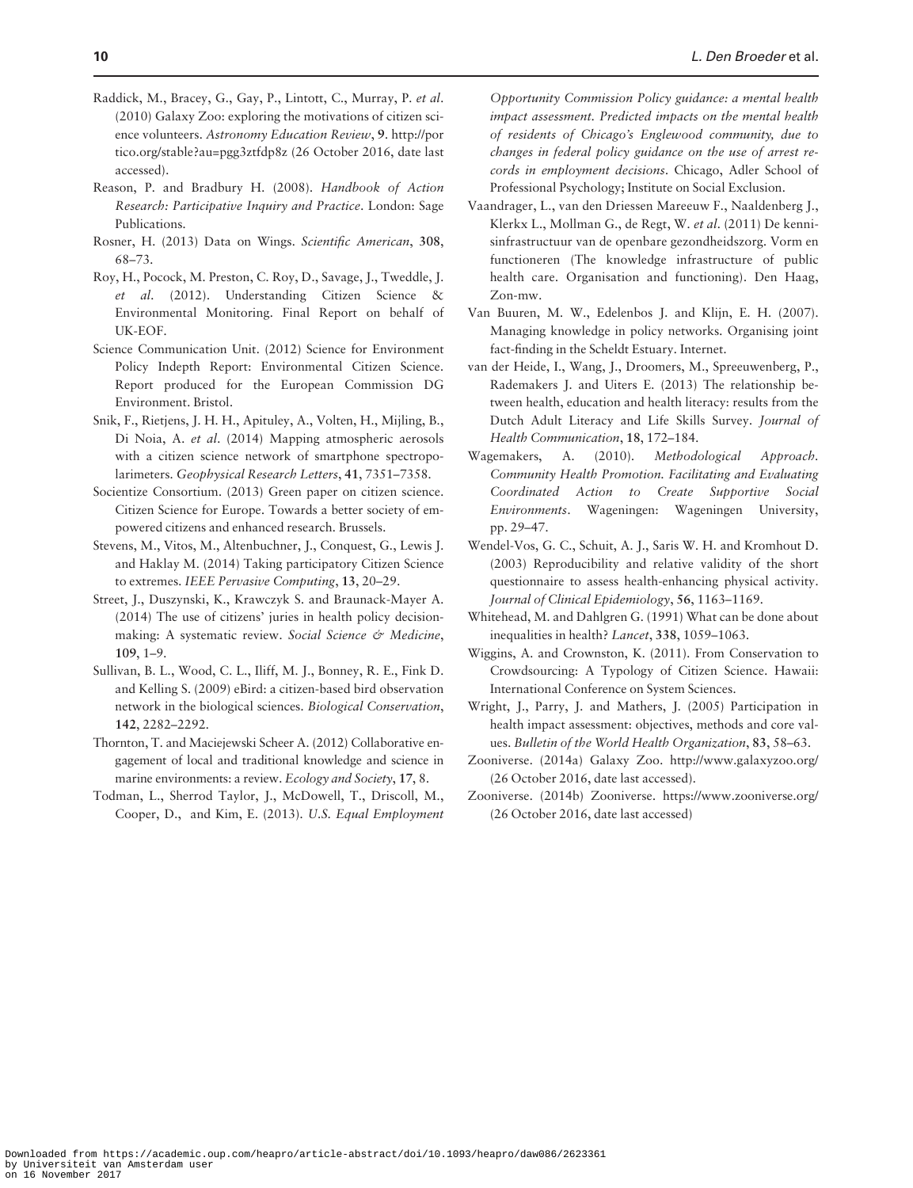Raddick, M., Bracey, G., Gay, P., Lintott, C., Murray, P. *et al*. (2010) Galaxy Zoo: exploring the motivations of citizen science volunteers. *Astronomy Education Review*, **9**. http://portico.org/stable?au=pgg3ztfdp8z (26 October 2016, date last accessed).

Reason, P. and Bradbury H. (2008). *Handbook of Action Research: Participative Inquiry and Practice*. London: Sage Publications.

Rosner, H. (2013) Data on Wings. *Scientific American*, **308**, 68–73.

Roy, H., Pocock, M. Preston, C. Roy, D., Savage, J., Tweddle, J. *et al*. (2012). Understanding Citizen Science & Environmental Monitoring. Final Report on behalf of UK-EOF.

Science Communication Unit. (2012) Science for Environment Policy Indepth Report: Environmental Citizen Science. Report produced for the European Commission DG Environment. Bristol.

Snik, F., Rietjens, J. H. H., Apituley, A., Volten, H., Mijling, B., Di Noia, A. *et al*. (2014) Mapping atmospheric aerosols with a citizen science network of smartphone spectropolarimeters. *Geophysical Research Letters*, **41**, 7351–7358.

Socientize Consortium. (2013) Green paper on citizen science. Citizen Science for Europe. Towards a better society of empowered citizens and enhanced research. Brussels.

Stevens, M., Vitos, M., Altenbuchner, J., Conquest, G., Lewis J. and Haklay M. (2014) Taking participatory Citizen Science to extremes. *IEEE Pervasive Computing*, **13**, 20–29.

Street, J., Duszynski, K., Krawczyk S. and Braunack-Mayer A. (2014) The use of citizens' juries in health policy decision-making: A systematic review. *Social Science & Medicine*, **109**, 1–9.

Sullivan, B. L., Wood, C. L., Iliff, M. J., Bonney, R. E., Fink D. and Kelling S. (2009) eBird: a citizen-based bird observation network in the biological sciences. *Biological Conservation*, **142**, 2282–2292.

Thornton, T. and Maciejewski Scheer A. (2012) Collaborative engagement of local and traditional knowledge and science in marine environments: a review. *Ecology and Society*, **17**, 8.

Todman, L., Sherrod Taylor, J., McDowell, T., Driscoll, M., Cooper, D., and Kim, E. (2013). *U.S. Equal Employment Opportunity Commission Policy guidance: a mental health impact assessment. Predicted impacts on the mental health of residents of Chicago's Englewood community, due to changes in federal policy guidance on the use of arrest records in employment decisions*. Chicago, Adler School of Professional Psychology; Institute on Social Exclusion.

Vaandrager, L., van den Driessen Mareeuw F., Naaldenberg J., Klerkx L., Mollman G., de Regt, W. *et al*. (2011) De kennisinfrastructuur van de openbare gezondheidszorg. Vorm en functioneren (The knowledge infrastructure of public health care. Organisation and functioning). Den Haag, Zon-mw.

Van Buuren, M. W., Edelenbos J. and Klijn, E. H. (2007). Managing knowledge in policy networks. Organising joint fact-finding in the Scheldt Estuary. Internet.

van der Heide, I., Wang, J., Droomers, M., Spreeuwenberg, P., Rademakers J. and Uiters E. (2013) The relationship between health, education and health literacy: results from the Dutch Adult Literacy and Life Skills Survey. *Journal of Health Communication*, **18**, 172–184.

Wagemakers, A. (2010). *Methodological Approach. Community Health Promotion. Facilitating and Evaluating Coordinated Action to Create Supportive Social Environments*. Wageningen: Wageningen University, pp. 29–47.

Wendel-Vos, G. C., Schuit, A. J., Saris W. H. and Kromhout D. (2003) Reproducibility and relative validity of the short questionnaire to assess health-enhancing physical activity. *Journal of Clinical Epidemiology*, **56**, 1163–1169.

Whitehead, M. and Dahlgren G. (1991) What can be done about inequalities in health? *Lancet*, **338**, 1059–1063.

Wiggins, A. and Crownston, K. (2011). From Conservation to Crowdsourcing: A Typology of Citizen Science. Hawaii: International Conference on System Sciences.

Wright, J., Parry, J. and Mathers, J. (2005) Participation in health impact assessment: objectives, methods and core values. *Bulletin of the World Health Organization*, **83**, 58–63.

Zooniverse. (2014a) Galaxy Zoo. http://www.galaxyzoo.org/ (26 October 2016, date last accessed).

Zooniverse. (2014b) Zooniverse. https://www.zooniverse.org/ (26 October 2016, date last accessed)